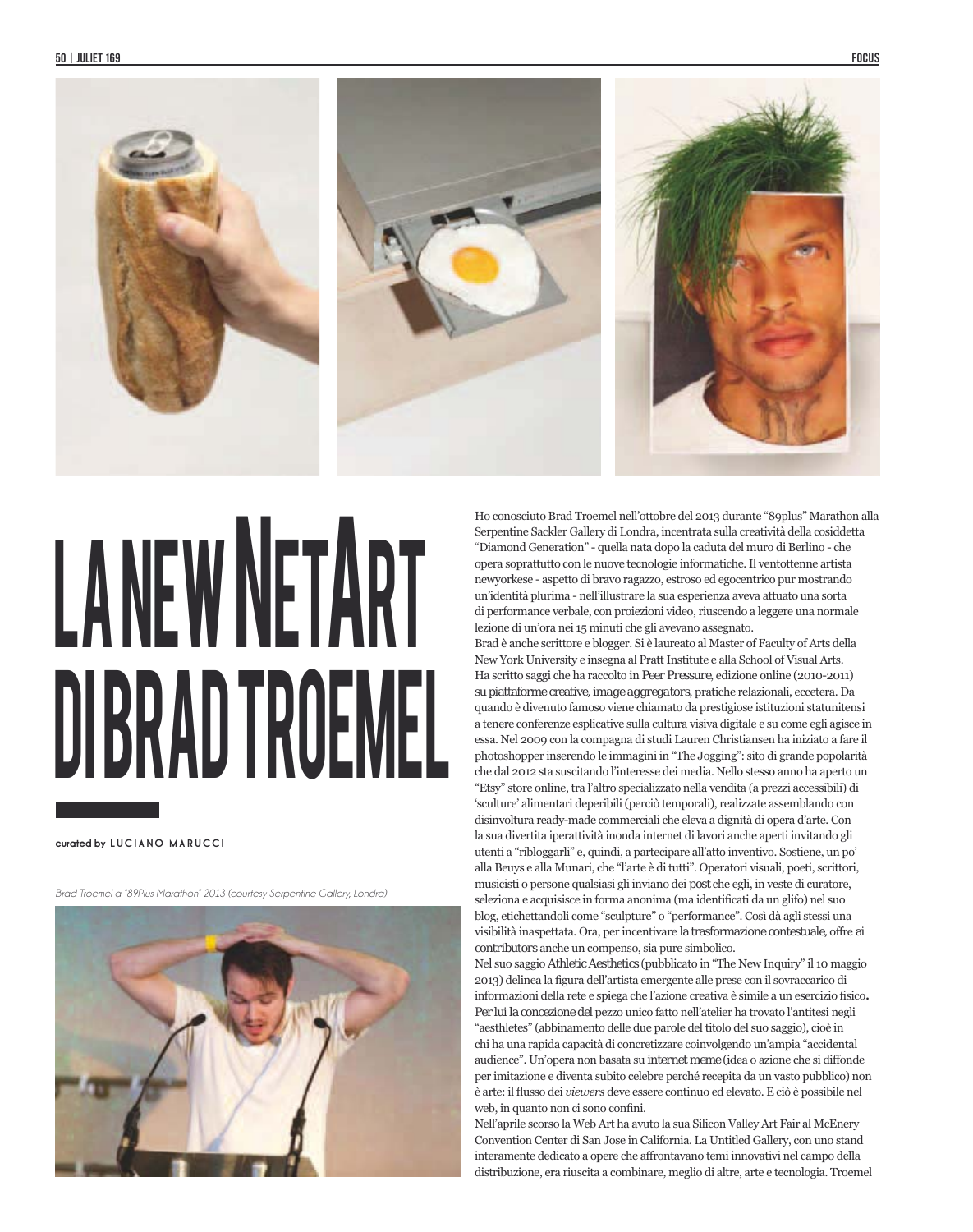# LA NEW NETART DI BRAD TROEMEL

**curated by LUCIANO MARUCCI**

*Brad Troemel a "89Plus Marathon" 2013 (courtesy Serpentine Gallery, Londra)*

Ho conosciuto Brad Troemel nell'ottobre del 2013 durante "89plus" Marathon alla Serpentine Sackler Gallery di Londra, incentrata sulla creatività della cosiddetta "Diamond Generation" - quella nata dopo la caduta del muro di Berlino - che opera soprattutto con le nuove tecnologie informatiche. Il ventottenne artista newyorkese - aspetto di bravo ragazzo, estroso ed egocentrico pur mostrando un'identità plurima - nell'illustrare la sua esperienza aveva attuato una sorta di performance verbale, con proiezioni video, riuscendo a leggere una normale lezione di un'ora nei 15 minuti che gli avevano assegnato.

Brad è anche scrittore e blogger. Si è laureato al Master of Faculty of Arts della New York University e insegna al Pratt Institute e alla School of Visual Arts. Ha scritto saggi che ha raccolto in *Peer Pressure*, edizione online (2010-2011) su piattaforme creative, *image aggregators*, pratiche relazionali, eccetera. Da quando è divenuto famoso viene chiamato da prestigiose istituzioni statunitensi a tenere conferenze esplicative sulla cultura visiva digitale e su come egli agisce in essa. Nel 2009 con la compagna di studi Lauren Christiansen ha iniziato a fare il photoshopper inserendo le immagini in "The Jogging": sito di grande popolarità che dal 2012 sta suscitando l'interesse dei media. Nello stesso anno ha aperto un "Etsy" store online, tra l'altro specializzato nella vendita (a prezzi accessibili) di 'sculture' alimentari deperibili (perciò temporali), realizzate assemblando con disinvoltura ready-made commerciali che eleva a dignità di opera d'arte. Con la sua divertita iperattività inonda internet di lavori anche aperti invitando gli utenti a "ribloggarli" e, quindi, a partecipare all'atto inventivo. Sostiene, un po' alla Beuys e alla Munari, che "l'arte è di tutti". Operatori visuali, poeti, scrittori, musicisti o persone qualsiasi gli inviano dei *post* che egli, in veste di curatore, seleziona e acquisisce in forma anonima (ma identificati da un glifo) nel suo blog, etichettandoli come "sculpture" o "performance". Così dà agli stessi una visibilità inaspettata. Ora, per incentivare la trasformazione contestuale, offre ai contributors anche un compenso, sia pure simbolico.

Nel suo saggio Athletic Aesthetics (pubblicato in "The New Inquiry" il 10 maggio 2013) delinea la figura dell'artista emergente alle prese con il sovraccarico di informazioni della rete e spiega che l'azione creativa è simile a un esercizio fisico. Per lui la concezione del pezzo unico fatto nell'atelier ha trovato l'antitesi negli "aesthletes" (abbinamento delle due parole del titolo del suo saggio), cioè in chi ha una rapida capacità di concretizzare coinvolgendo un'ampia "accidental audience". Un'opera non basata su internet meme (idea o azione che si diffonde per imitazione e diventa subito celebre perché recepita da un vasto pubblico) non è arte: il flusso dei *viewers* deve essere continuo ed elevato. E ciò è possibile nel web, in quanto non ci sono confini.

Nell'aprile scorso la Web Art ha avuto la sua Silicon Valley Art Fair al McEnery Convention Center di San Jose in California. La Untitled Gallery, con uno stand interamente dedicato a opere che affrontavano temi innovativi nel campo della distribuzione, era riuscita a combinare, meglio di altre, arte e tecnologia. Troemel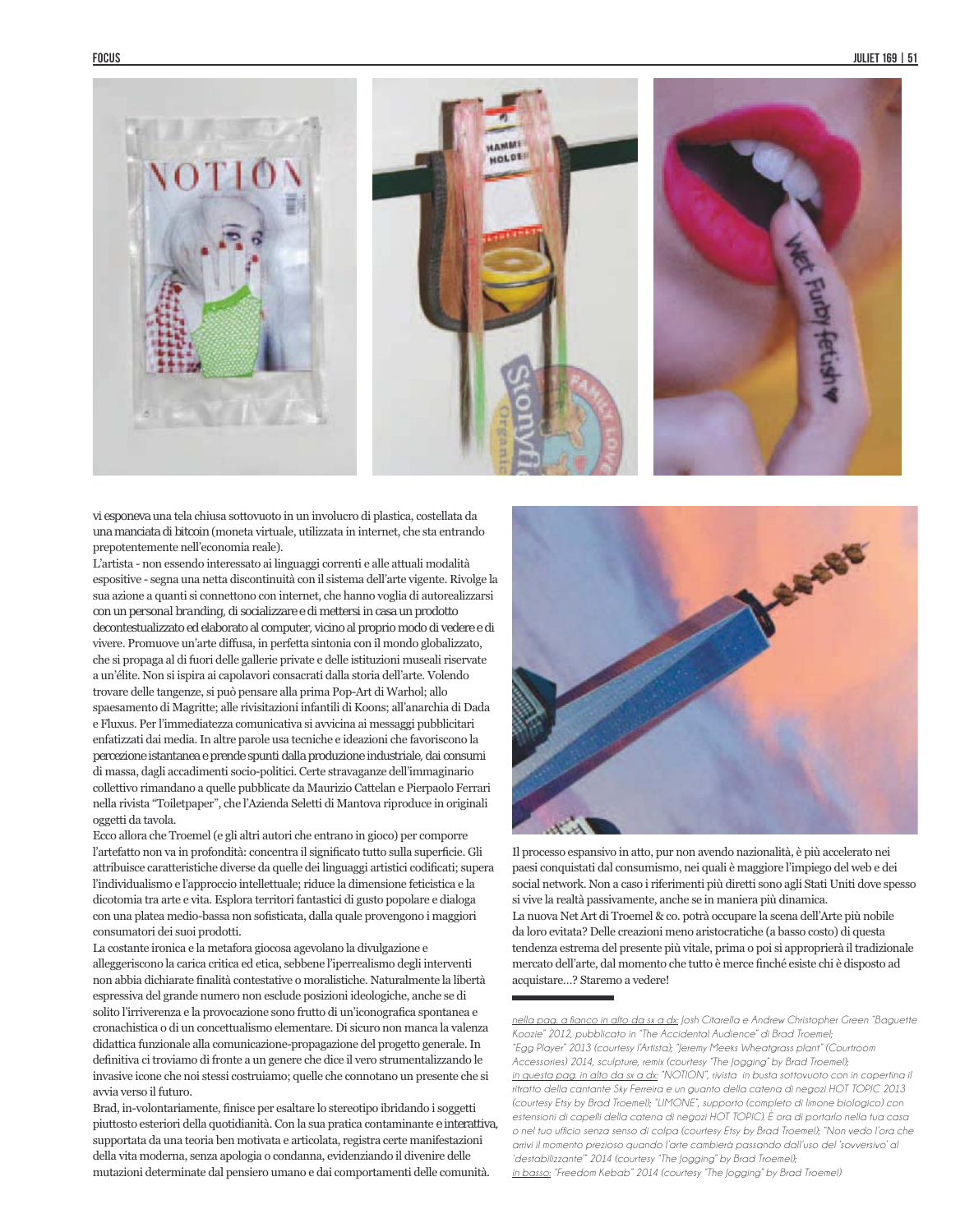vi esponeva una tela chiusa sottovuoto in un involucro di plastica, costellata da una manciata di bitcoin (moneta virtuale, utilizzata in internet, che sta entrando prepotentemente nell'economia reale).

L'artista - non essendo interessato ai linguaggi correnti e alle attuali modalità espositive - segna una netta discontinuità con il sistema dell'arte vigente. Rivolge la sua azione a quanti si connettono con internet, che hanno voglia di autorealizzarsi con un personal branding, di socializzare e di mettersi in casa un prodotto decontestualizzato ed elaborato al computer, vicino al proprio modo di vedere e di vivere. Promuove un'arte diffusa, in perfetta sintonia con il mondo globalizzato, che si propaga al di fuori delle gallerie private e delle istituzioni museali riservate a un'élite. Non si ispira ai capolavori consacrati dalla storia dell'arte. Volendo trovare delle tangenze, si può pensare alla prima Pop-Art di Warhol; allo spaesamento di Magritte; alle rivisitazioni infantili di Koons; all'anarchia di Dada e Fluxus. Per l'immediatezza comunicativa si avvicina ai messaggi pubblicitari enfatizzati dai media. In altre parole usa tecniche e ideazioni che favoriscono la percezione istantanea e prende spunti dalla produzione industriale, dai consumi di massa, dagli accadimenti socio-politici. Certe stravaganze dell'immaginario collettivo rimandano a quelle pubblicate da Maurizio Cattelan e Pierpaolo Ferrari nella rivista "Toiletpaper", che l'Azienda Seletti di Mantova riproduce in originali oggetti da tavola.

Ecco allora che Troemel (e gli altri autori che entrano in gioco) per comporre l'artefatto non va in profondità: concentra il significato tutto sulla superficie. Gli attribuisce caratteristiche diverse da quelle dei linguaggi artistici codificati; supera l'individualismo e l'approccio intellettuale; riduce la dimensione feticistica e la dicotomia tra arte e vita. Esplora territori fantastici di gusto popolare e dialoga con una platea medio-bassa non sofisticata, dalla quale provengono i maggiori consumatori dei suoi prodotti.

La costante ironica e la metafora giocosa agevolano la divulgazione e alleggeriscono la carica critica ed etica, sebbene l'iperrealismo degli interventi non abbia dichiarate finalità contestative o moralistiche. Naturalmente la libertà espressiva del grande numero non esclude posizioni ideologiche, anche se di solito l'irriverenza e la provocazione sono frutto di un'iconografica spontanea e cronachistica o di un concettualismo elementare. Di sicuro non manca la valenza didattica funzionale alla comunicazione-propagazione del progetto generale. In definitiva ci troviamo di fronte a un genere che dice il vero strumentalizzando le invasive icone che noi stessi costruiamo; quelle che connotano un presente che si avvia verso il futuro.

Brad, in-volontariamente, finisce per esaltare lo stereotipo ibridando i soggetti piuttosto esteriori della quotidianità. Con la sua pratica contaminante e interattiva, supportata da una teoria ben motivata e articolata, registra certe manifestazioni della vita moderna, senza apologia o condanna, evidenziando il divenire delle mutazioni determinate dal pensiero umano e dai comportamenti delle comunità.

Il processo espansivo in atto, pur non avendo nazionalità, è più accelerato nei paesi conquistati dal consumismo, nei quali è maggiore l'impiego del web e dei social network. Non a caso i riferimenti più diretti sono agli Stati Uniti dove spesso si vive la realtà passivamente, anche se in maniera più dinamica.

La nuova Net Art di Troemel & co. potrà occupare la scena dell'Arte più nobile da loro evitata? Delle creazioni meno aristocratiche (a basso costo) di questa tendenza estrema del presente più vitale, prima o poi si approprierà il tradizionale mercato dell'arte, dal momento che tutto è merce finché esiste chi è disposto ad acquistare...? Staremo a vedere!

*nella pag. a fianco in alto da sx a dx:* Josh Citarella e Andrew Christopher Green "Baguette Koozie" 2012, pubblicato in "The Accidental Audience" di Brad Troemel; "Egg Player" 2013 (courtesy l'Artista); "Jeremy Meeks Wheatgrass plant" (Courtroom Accessories) 2014, sculpture, remix (courtesy "The Jogging" by Brad Troemel);
*in questa pag. in alto da sx a dx:* "NOTION", rivista in busta sottovuoto con in copertina il ritratto della cantante Sky Ferreira e un guanto della catena di negozi HOT TOPIC 2013 (courtesy Etsy by Brad Troemel); "LIMONE", supporto (completo di limone biologico) con estensioni di capelli della catena di negozi HOT TOPIC). È ora di portarlo nella tua casa o nel tuo ufficio senza senso di colpa (courtesy Etsy by Brad Troemel); "Non vedo l'ora che arrivi il momento prezioso quando l'arte cambierà passando dall'uso del 'sovversivo' al 'destabilizzante'" 2014 (courtesy "The Jogging" by Brad Troemel);
*in basso:* "Freedom Kebab" 2014 (courtesy "The Jogging" by Brad Troemel)